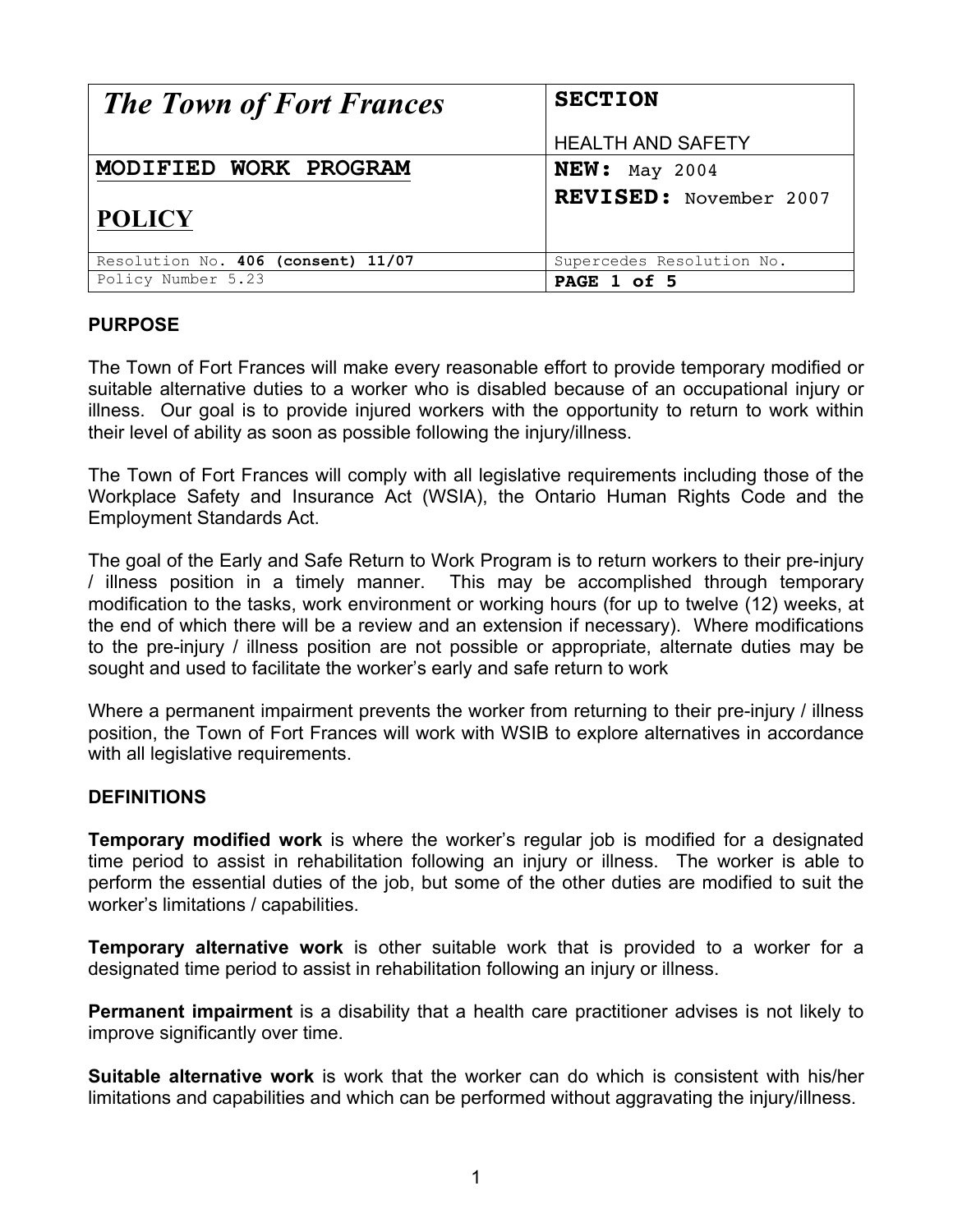| *The Town of Fort Frances* | **SECTION** HEALTH AND SAFETY |
|---|---|
| **MODIFIED WORK PROGRAM** **POLICY** | **NEW:** May 2004 **REVISED:** November 2007 |
| Resolution No. **406 (consent) 11/07** | Supercedes Resolution No. |
| Policy Number 5.23 | **PAGE 1 of 5** |

## PURPOSE

The Town of Fort Frances will make every reasonable effort to provide temporary modified or suitable alternative duties to a worker who is disabled because of an occupational injury or illness. Our goal is to provide injured workers with the opportunity to return to work within their level of ability as soon as possible following the injury/illness.

The Town of Fort Frances will comply with all legislative requirements including those of the Workplace Safety and Insurance Act (WSIA), the Ontario Human Rights Code and the Employment Standards Act.

The goal of the Early and Safe Return to Work Program is to return workers to their pre-injury / illness position in a timely manner. This may be accomplished through temporary modification to the tasks, work environment or working hours (for up to twelve (12) weeks, at the end of which there will be a review and an extension if necessary). Where modifications to the pre-injury / illness position are not possible or appropriate, alternate duties may be sought and used to facilitate the worker's early and safe return to work

Where a permanent impairment prevents the worker from returning to their pre-injury / illness position, the Town of Fort Frances will work with WSIB to explore alternatives in accordance with all legislative requirements.

## DEFINITIONS

**Temporary modified work** is where the worker's regular job is modified for a designated time period to assist in rehabilitation following an injury or illness. The worker is able to perform the essential duties of the job, but some of the other duties are modified to suit the worker's limitations / capabilities.

**Temporary alternative work** is other suitable work that is provided to a worker for a designated time period to assist in rehabilitation following an injury or illness.

**Permanent impairment** is a disability that a health care practitioner advises is not likely to improve significantly over time.

**Suitable alternative work** is work that the worker can do which is consistent with his/her limitations and capabilities and which can be performed without aggravating the injury/illness.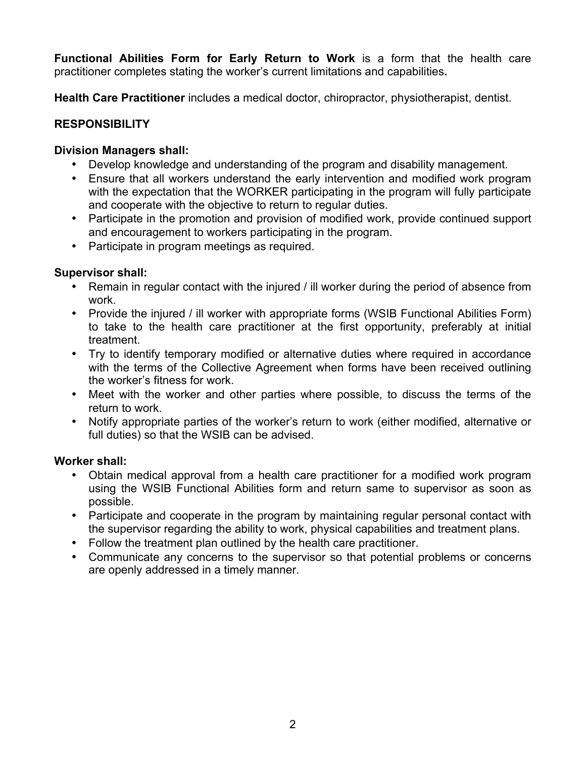**Functional Abilities Form for Early Return to Work** is a form that the health care practitioner completes stating the worker's current limitations and capabilities**.**

**Health Care Practitioner** includes a medical doctor, chiropractor, physiotherapist, dentist.

## RESPONSIBILITY

**Division Managers shall:**

- Develop knowledge and understanding of the program and disability management.
- Ensure that all workers understand the early intervention and modified work program with the expectation that the WORKER participating in the program will fully participate and cooperate with the objective to return to regular duties.
- Participate in the promotion and provision of modified work, provide continued support and encouragement to workers participating in the program.
- Participate in program meetings as required.

**Supervisor shall:**

- Remain in regular contact with the injured / ill worker during the period of absence from work.
- Provide the injured / ill worker with appropriate forms (WSIB Functional Abilities Form) to take to the health care practitioner at the first opportunity, preferably at initial treatment.
- Try to identify temporary modified or alternative duties where required in accordance with the terms of the Collective Agreement when forms have been received outlining the worker's fitness for work.
- Meet with the worker and other parties where possible, to discuss the terms of the return to work.
- Notify appropriate parties of the worker's return to work (either modified, alternative or full duties) so that the WSIB can be advised.

**Worker shall:**

- Obtain medical approval from a health care practitioner for a modified work program using the WSIB Functional Abilities form and return same to supervisor as soon as possible.
- Participate and cooperate in the program by maintaining regular personal contact with the supervisor regarding the ability to work, physical capabilities and treatment plans.
- Follow the treatment plan outlined by the health care practitioner.
- Communicate any concerns to the supervisor so that potential problems or concerns are openly addressed in a timely manner.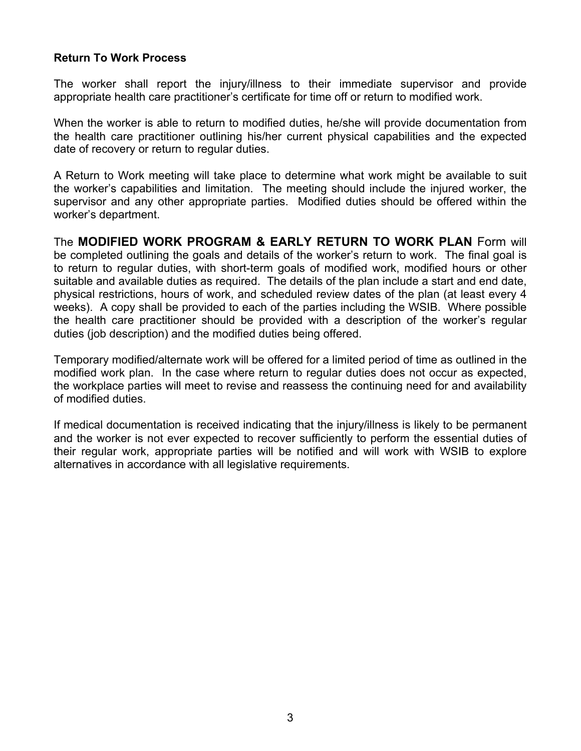**Return To Work Process**

The worker shall report the injury/illness to their immediate supervisor and provide appropriate health care practitioner's certificate for time off or return to modified work.

When the worker is able to return to modified duties, he/she will provide documentation from the health care practitioner outlining his/her current physical capabilities and the expected date of recovery or return to regular duties.

A Return to Work meeting will take place to determine what work might be available to suit the worker's capabilities and limitation. The meeting should include the injured worker, the supervisor and any other appropriate parties. Modified duties should be offered within the worker's department.

The **MODIFIED WORK PROGRAM & EARLY RETURN TO WORK PLAN** Form will be completed outlining the goals and details of the worker's return to work. The final goal is to return to regular duties, with short-term goals of modified work, modified hours or other suitable and available duties as required. The details of the plan include a start and end date, physical restrictions, hours of work, and scheduled review dates of the plan (at least every 4 weeks). A copy shall be provided to each of the parties including the WSIB. Where possible the health care practitioner should be provided with a description of the worker's regular duties (job description) and the modified duties being offered.

Temporary modified/alternate work will be offered for a limited period of time as outlined in the modified work plan. In the case where return to regular duties does not occur as expected, the workplace parties will meet to revise and reassess the continuing need for and availability of modified duties.

If medical documentation is received indicating that the injury/illness is likely to be permanent and the worker is not ever expected to recover sufficiently to perform the essential duties of their regular work, appropriate parties will be notified and will work with WSIB to explore alternatives in accordance with all legislative requirements.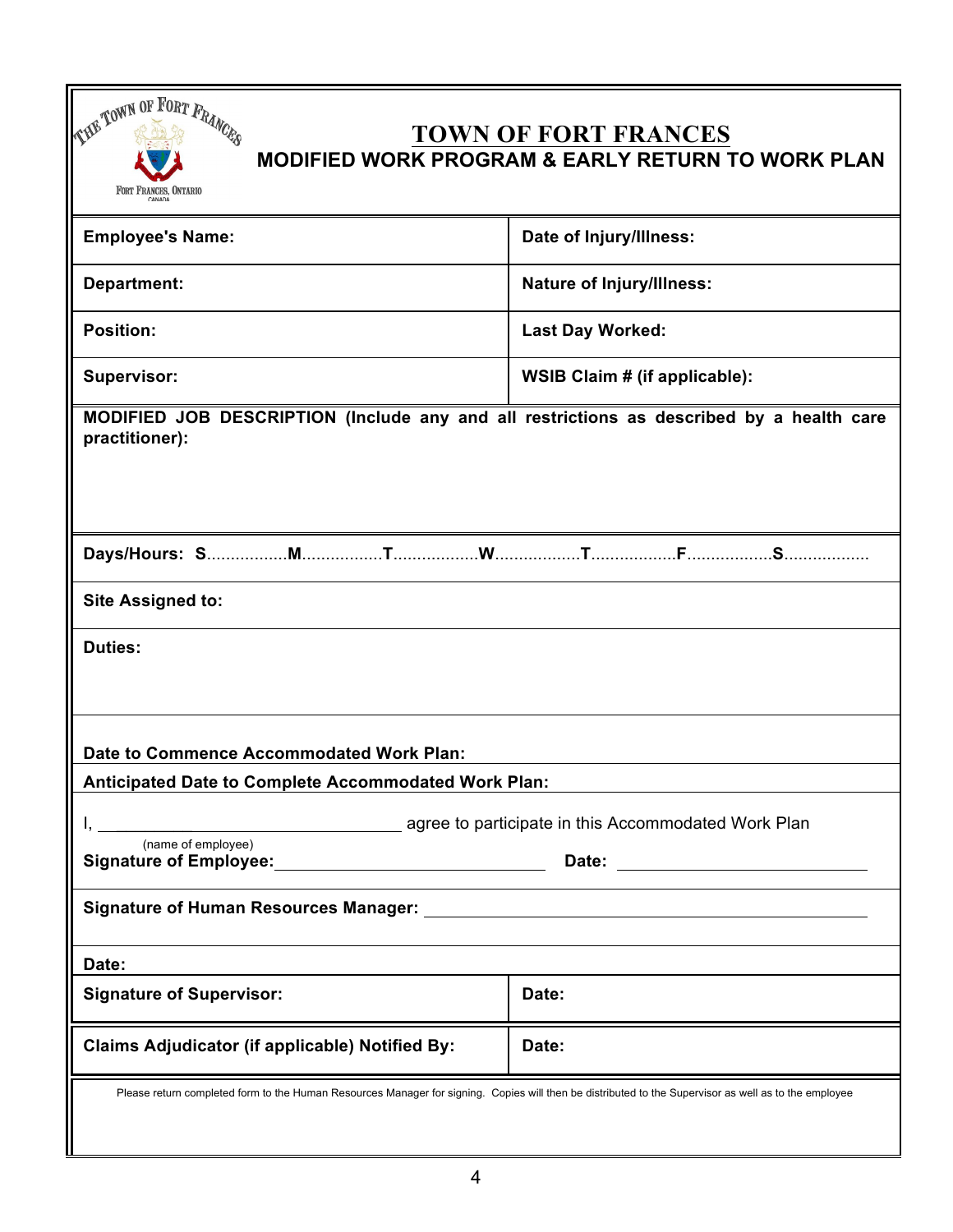# TOWN OF FORT FRANCES

## MODIFIED WORK PROGRAM & EARLY RETURN TO WORK PLAN

| **Employee's Name:** | **Date of Injury/Illness:** |
|---|---|
| **Department:** | **Nature of Injury/Illness:** |
| **Position:** | **Last Day Worked:** |
| **Supervisor:** | **WSIB Claim # (if applicable):** |

**MODIFIED JOB DESCRIPTION (Include any and all restrictions as described by a health care practitioner):**

**Days/Hours: S**.................**M**.................**T**..................**W**..................**T**..................**F**..................**S**..................

**Site Assigned to:**

**Duties:**

**Date to Commence Accommodated Work Plan:**

**Anticipated Date to Complete Accommodated Work Plan:**

I, ___________________________________ agree to participate in this Accommodated Work Plan
(name of employee)

**Signature of Employee:** ______________________________ **Date:** ____________________________

**Signature of Human Resources Manager:** ______________________________________________

**Date:**

| **Signature of Supervisor:** | **Date:** |
|---|---|
| **Claims Adjudicator (if applicable) Notified By:** | **Date:** |

Please return completed form to the Human Resources Manager for signing. Copies will then be distributed to the Supervisor as well as to the employee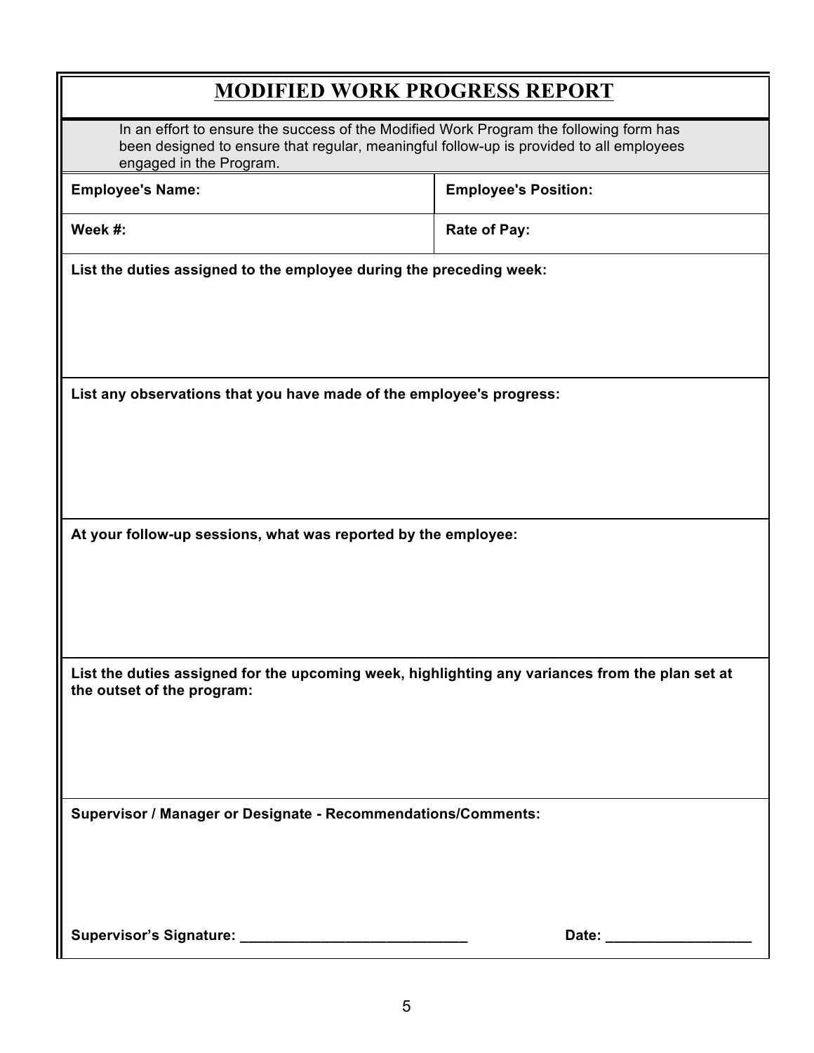# MODIFIED WORK PROGRESS REPORT

In an effort to ensure the success of the Modified Work Program the following form has been designed to ensure that regular, meaningful follow-up is provided to all employees engaged in the Program.

| | |
|---|---|
| **Employee's Name:** | **Employee's Position:** |
| **Week #:** | **Rate of Pay:** |

**List the duties assigned to the employee during the preceding week:**

**List any observations that you have made of the employee's progress:**

**At your follow-up sessions, what was reported by the employee:**

**List the duties assigned for the upcoming week, highlighting any variances from the plan set at the outset of the program:**

**Supervisor / Manager or Designate - Recommendations/Comments:**

**Supervisor's Signature:** ____________________________ **Date:** __________________